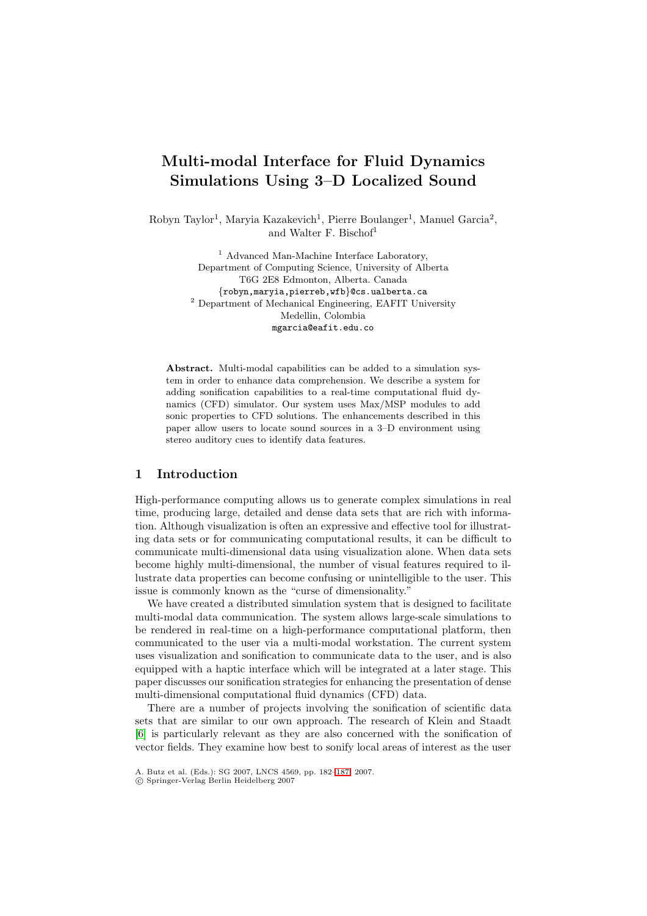# Multi-modal Interface for Fluid Dynamics Simulations Using 3–D Localized Sound

Robyn Taylor[1], Maryia Kazakevich[1], Pierre Boulanger[1], Manuel Garcia[2], and Walter F. Bischof[1]

[1] Advanced Man-Machine Interface Laboratory,
Department of Computing Science, University of Alberta
T6G 2E8 Edmonton, Alberta. Canada
{robyn,maryia,pierreb,wfb}@cs.ualberta.ca

[2] Department of Mechanical Engineering, EAFIT University
Medellin, Colombia
mgarcia@eafit.edu.co

**Abstract.** Multi-modal capabilities can be added to a simulation system in order to enhance data comprehension. We describe a system for adding sonification capabilities to a real-time computational fluid dynamics (CFD) simulator. Our system uses Max/MSP modules to add sonic properties to CFD solutions. The enhancements described in this paper allow users to locate sound sources in a 3–D environment using stereo auditory cues to identify data features.

## 1 Introduction

High-performance computing allows us to generate complex simulations in real time, producing large, detailed and dense data sets that are rich with information. Although visualization is often an expressive and effective tool for illustrating data sets or for communicating computational results, it can be difficult to communicate multi-dimensional data using visualization alone. When data sets become highly multi-dimensional, the number of visual features required to illustrate data properties can become confusing or unintelligible to the user. This issue is commonly known as the "curse of dimensionality."

We have created a distributed simulation system that is designed to facilitate multi-modal data communication. The system allows large-scale simulations to be rendered in real-time on a high-performance computational platform, then communicated to the user via a multi-modal workstation. The current system uses visualization and sonification to communicate data to the user, and is also equipped with a haptic interface which will be integrated at a later stage. This paper discusses our sonification strategies for enhancing the presentation of dense multi-dimensional computational fluid dynamics (CFD) data.

There are a number of projects involving the sonification of scientific data sets that are similar to our own approach. The research of Klein and Staadt [6] is particularly relevant as they are also concerned with the sonification of vector fields. They examine how best to sonify local areas of interest as the user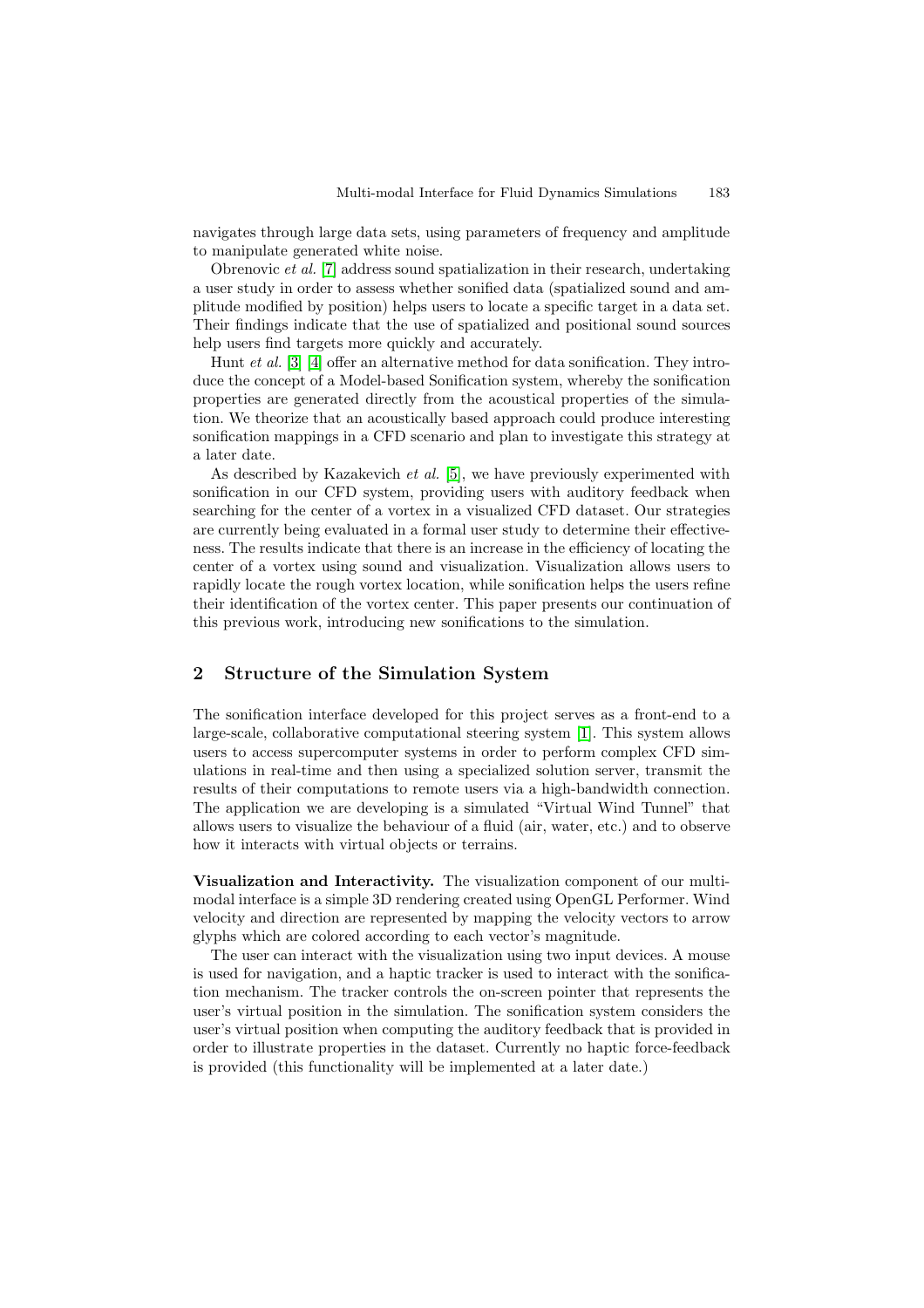navigates through large data sets, using parameters of frequency and amplitude to manipulate generated white noise.

Obrenovic *et al.* [7] address sound spatialization in their research, undertaking a user study in order to assess whether sonified data (spatialized sound and amplitude modified by position) helps users to locate a specific target in a data set. Their findings indicate that the use of spatialized and positional sound sources help users find targets more quickly and accurately.

Hunt *et al.* [3] [4] offer an alternative method for data sonification. They introduce the concept of a Model-based Sonification system, whereby the sonification properties are generated directly from the acoustical properties of the simulation. We theorize that an acoustically based approach could produce interesting sonification mappings in a CFD scenario and plan to investigate this strategy at a later date.

As described by Kazakevich *et al.* [5], we have previously experimented with sonification in our CFD system, providing users with auditory feedback when searching for the center of a vortex in a visualized CFD dataset. Our strategies are currently being evaluated in a formal user study to determine their effectiveness. The results indicate that there is an increase in the efficiency of locating the center of a vortex using sound and visualization. Visualization allows users to rapidly locate the rough vortex location, while sonification helps the users refine their identification of the vortex center. This paper presents our continuation of this previous work, introducing new sonifications to the simulation.

## 2 Structure of the Simulation System

The sonification interface developed for this project serves as a front-end to a large-scale, collaborative computational steering system [1]. This system allows users to access supercomputer systems in order to perform complex CFD simulations in real-time and then using a specialized solution server, transmit the results of their computations to remote users via a high-bandwidth connection. The application we are developing is a simulated "Virtual Wind Tunnel" that allows users to visualize the behaviour of a fluid (air, water, etc.) and to observe how it interacts with virtual objects or terrains.

**Visualization and Interactivity.** The visualization component of our multi-modal interface is a simple 3D rendering created using OpenGL Performer. Wind velocity and direction are represented by mapping the velocity vectors to arrow glyphs which are colored according to each vector's magnitude.

The user can interact with the visualization using two input devices. A mouse is used for navigation, and a haptic tracker is used to interact with the sonification mechanism. The tracker controls the on-screen pointer that represents the user's virtual position in the simulation. The sonification system considers the user's virtual position when computing the auditory feedback that is provided in order to illustrate properties in the dataset. Currently no haptic force-feedback is provided (this functionality will be implemented at a later date.)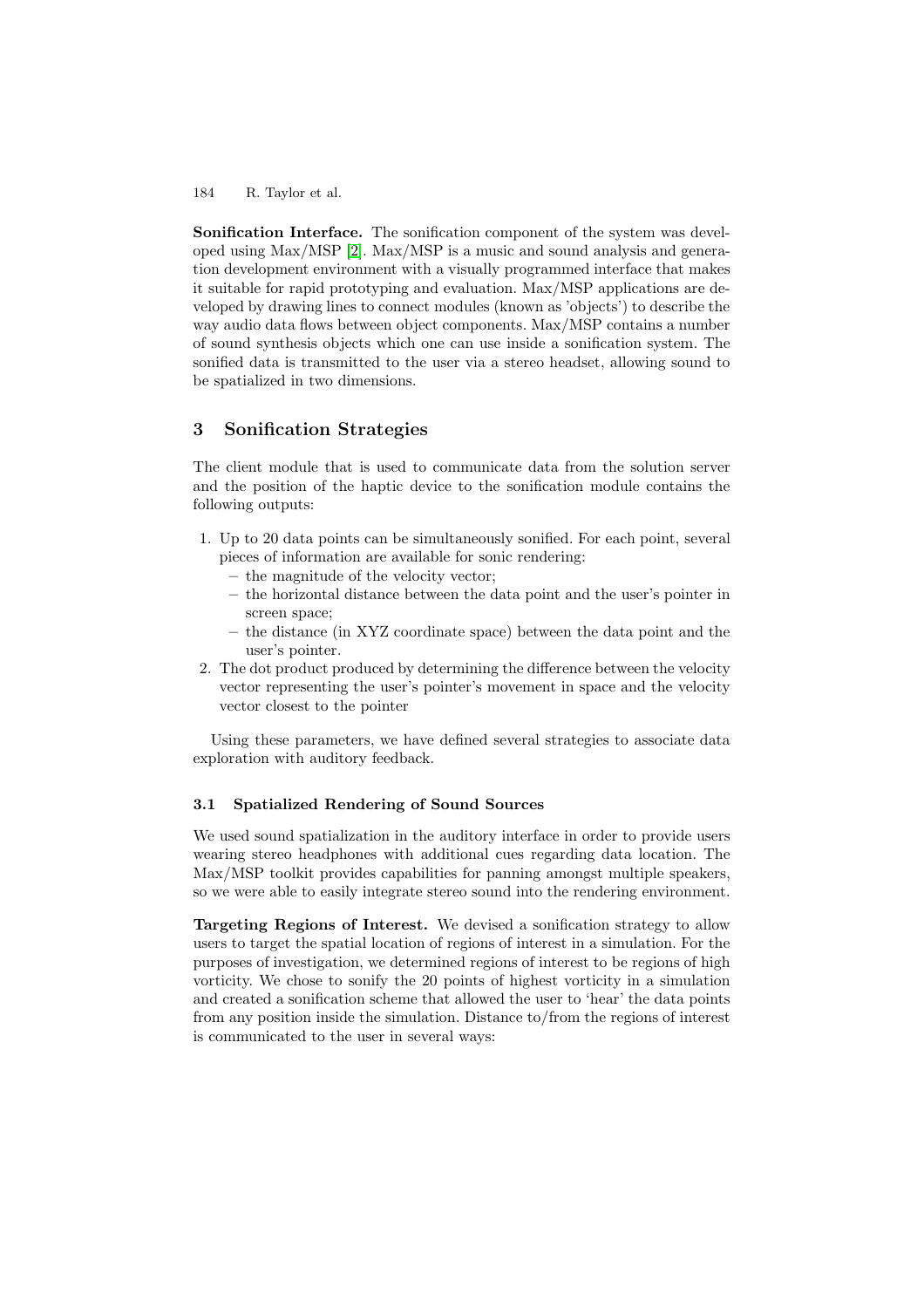**Sonification Interface.** The sonification component of the system was developed using Max/MSP [2]. Max/MSP is a music and sound analysis and generation development environment with a visually programmed interface that makes it suitable for rapid prototyping and evaluation. Max/MSP applications are developed by drawing lines to connect modules (known as 'objects') to describe the way audio data flows between object components. Max/MSP contains a number of sound synthesis objects which one can use inside a sonification system. The sonified data is transmitted to the user via a stereo headset, allowing sound to be spatialized in two dimensions.

## 3 Sonification Strategies

The client module that is used to communicate data from the solution server and the position of the haptic device to the sonification module contains the following outputs:

1. Up to 20 data points can be simultaneously sonified. For each point, several pieces of information are available for sonic rendering:
   - the magnitude of the velocity vector;
   - the horizontal distance between the data point and the user's pointer in screen space;
   - the distance (in XYZ coordinate space) between the data point and the user's pointer.
2. The dot product produced by determining the difference between the velocity vector representing the user's pointer's movement in space and the velocity vector closest to the pointer

Using these parameters, we have defined several strategies to associate data exploration with auditory feedback.

### 3.1 Spatialized Rendering of Sound Sources

We used sound spatialization in the auditory interface in order to provide users wearing stereo headphones with additional cues regarding data location. The Max/MSP toolkit provides capabilities for panning amongst multiple speakers, so we were able to easily integrate stereo sound into the rendering environment.

**Targeting Regions of Interest.** We devised a sonification strategy to allow users to target the spatial location of regions of interest in a simulation. For the purposes of investigation, we determined regions of interest to be regions of high vorticity. We chose to sonify the 20 points of highest vorticity in a simulation and created a sonification scheme that allowed the user to 'hear' the data points from any position inside the simulation. Distance to/from the regions of interest is communicated to the user in several ways: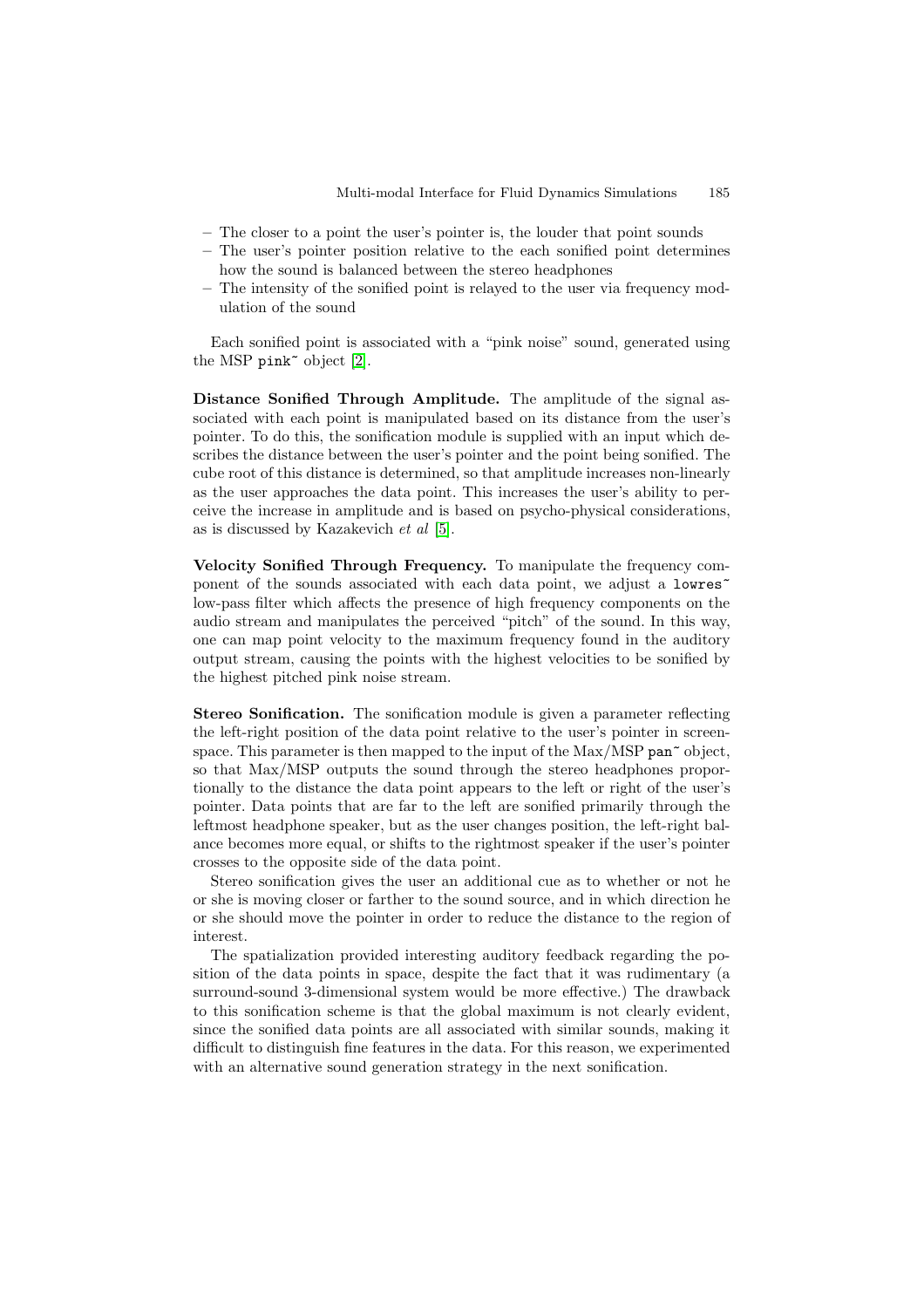- The closer to a point the user's pointer is, the louder that point sounds
- The user's pointer position relative to the each sonified point determines how the sound is balanced between the stereo headphones
- The intensity of the sonified point is relayed to the user via frequency modulation of the sound

Each sonified point is associated with a "pink noise" sound, generated using the MSP `pink~` object [2].

**Distance Sonified Through Amplitude.** The amplitude of the signal associated with each point is manipulated based on its distance from the user's pointer. To do this, the sonification module is supplied with an input which describes the distance between the user's pointer and the point being sonified. The cube root of this distance is determined, so that amplitude increases non-linearly as the user approaches the data point. This increases the user's ability to perceive the increase in amplitude and is based on psycho-physical considerations, as is discussed by Kazakevich *et al* [5].

**Velocity Sonified Through Frequency.** To manipulate the frequency component of the sounds associated with each data point, we adjust a `lowres~` low-pass filter which affects the presence of high frequency components on the audio stream and manipulates the perceived "pitch" of the sound. In this way, one can map point velocity to the maximum frequency found in the auditory output stream, causing the points with the highest velocities to be sonified by the highest pitched pink noise stream.

**Stereo Sonification.** The sonification module is given a parameter reflecting the left-right position of the data point relative to the user's pointer in screen-space. This parameter is then mapped to the input of the Max/MSP `pan~` object, so that Max/MSP outputs the sound through the stereo headphones proportionally to the distance the data point appears to the left or right of the user's pointer. Data points that are far to the left are sonified primarily through the leftmost headphone speaker, but as the user changes position, the left-right balance becomes more equal, or shifts to the rightmost speaker if the user's pointer crosses to the opposite side of the data point.

Stereo sonification gives the user an additional cue as to whether or not he or she is moving closer or farther to the sound source, and in which direction he or she should move the pointer in order to reduce the distance to the region of interest.

The spatialization provided interesting auditory feedback regarding the position of the data points in space, despite the fact that it was rudimentary (a surround-sound 3-dimensional system would be more effective.) The drawback to this sonification scheme is that the global maximum is not clearly evident, since the sonified data points are all associated with similar sounds, making it difficult to distinguish fine features in the data. For this reason, we experimented with an alternative sound generation strategy in the next sonification.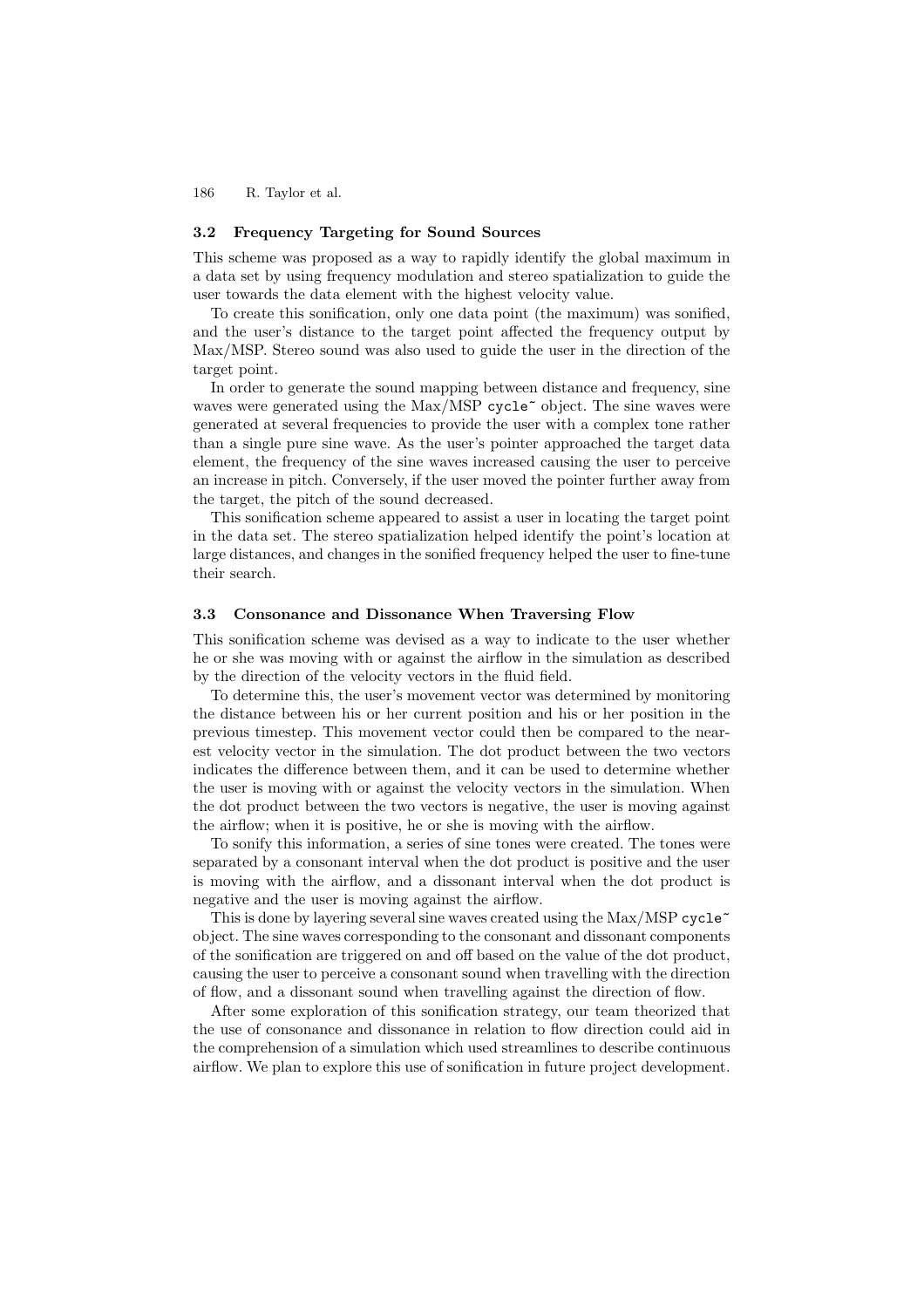### 3.2 Frequency Targeting for Sound Sources

This scheme was proposed as a way to rapidly identify the global maximum in a data set by using frequency modulation and stereo spatialization to guide the user towards the data element with the highest velocity value.

To create this sonification, only one data point (the maximum) was sonified, and the user's distance to the target point affected the frequency output by Max/MSP. Stereo sound was also used to guide the user in the direction of the target point.

In order to generate the sound mapping between distance and frequency, sine waves were generated using the Max/MSP `cycle~` object. The sine waves were generated at several frequencies to provide the user with a complex tone rather than a single pure sine wave. As the user's pointer approached the target data element, the frequency of the sine waves increased causing the user to perceive an increase in pitch. Conversely, if the user moved the pointer further away from the target, the pitch of the sound decreased.

This sonification scheme appeared to assist a user in locating the target point in the data set. The stereo spatialization helped identify the point's location at large distances, and changes in the sonified frequency helped the user to fine-tune their search.

### 3.3 Consonance and Dissonance When Traversing Flow

This sonification scheme was devised as a way to indicate to the user whether he or she was moving with or against the airflow in the simulation as described by the direction of the velocity vectors in the fluid field.

To determine this, the user's movement vector was determined by monitoring the distance between his or her current position and his or her position in the previous timestep. This movement vector could then be compared to the nearest velocity vector in the simulation. The dot product between the two vectors indicates the difference between them, and it can be used to determine whether the user is moving with or against the velocity vectors in the simulation. When the dot product between the two vectors is negative, the user is moving against the airflow; when it is positive, he or she is moving with the airflow.

To sonify this information, a series of sine tones were created. The tones were separated by a consonant interval when the dot product is positive and the user is moving with the airflow, and a dissonant interval when the dot product is negative and the user is moving against the airflow.

This is done by layering several sine waves created using the Max/MSP `cycle~` object. The sine waves corresponding to the consonant and dissonant components of the sonification are triggered on and off based on the value of the dot product, causing the user to perceive a consonant sound when travelling with the direction of flow, and a dissonant sound when travelling against the direction of flow.

After some exploration of this sonification strategy, our team theorized that the use of consonance and dissonance in relation to flow direction could aid in the comprehension of a simulation which used streamlines to describe continuous airflow. We plan to explore this use of sonification in future project development.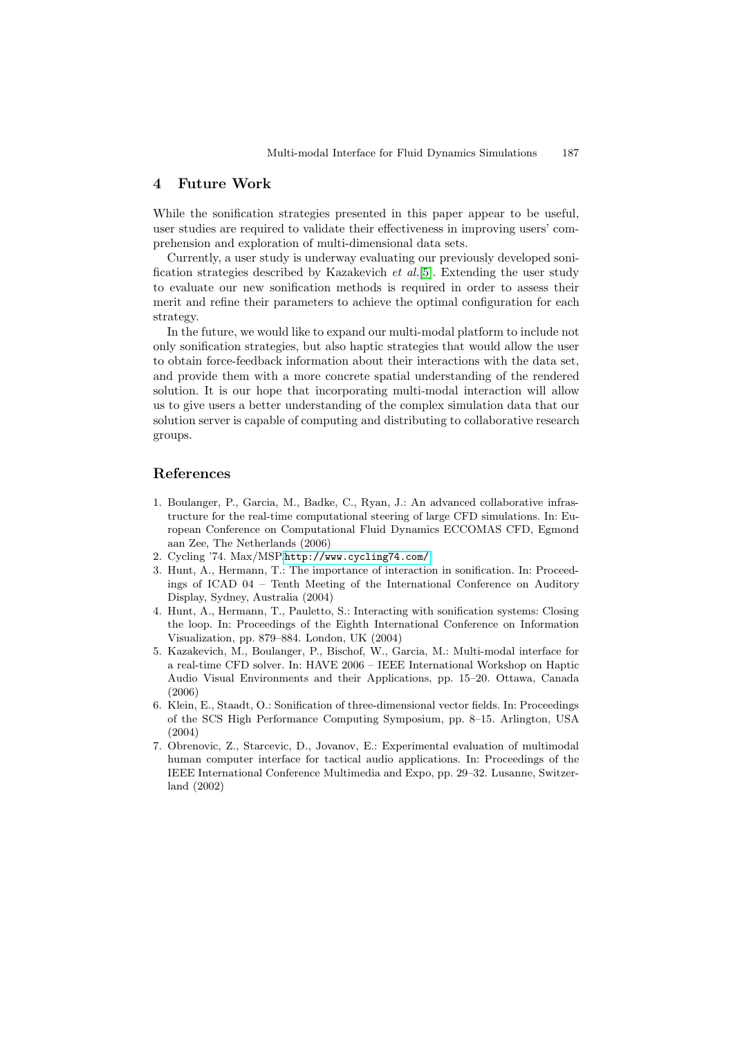## 4 Future Work

While the sonification strategies presented in this paper appear to be useful, user studies are required to validate their effectiveness in improving users' comprehension and exploration of multi-dimensional data sets.

Currently, a user study is underway evaluating our previously developed sonification strategies described by Kazakevich *et al.*[5]. Extending the user study to evaluate our new sonification methods is required in order to assess their merit and refine their parameters to achieve the optimal configuration for each strategy.

In the future, we would like to expand our multi-modal platform to include not only sonification strategies, but also haptic strategies that would allow the user to obtain force-feedback information about their interactions with the data set, and provide them with a more concrete spatial understanding of the rendered solution. It is our hope that incorporating multi-modal interaction will allow us to give users a better understanding of the complex simulation data that our solution server is capable of computing and distributing to collaborative research groups.

## References

1. Boulanger, P., Garcia, M., Badke, C., Ryan, J.: An advanced collaborative infrastructure for the real-time computational steering of large CFD simulations. In: European Conference on Computational Fluid Dynamics ECCOMAS CFD, Egmond aan Zee, The Netherlands (2006)
2. Cycling '74. Max/MSP, http://www.cycling74.com/
3. Hunt, A., Hermann, T.: The importance of interaction in sonification. In: Proceedings of ICAD 04 – Tenth Meeting of the International Conference on Auditory Display, Sydney, Australia (2004)
4. Hunt, A., Hermann, T., Pauletto, S.: Interacting with sonification systems: Closing the loop. In: Proceedings of the Eighth International Conference on Information Visualization, pp. 879–884. London, UK (2004)
5. Kazakevich, M., Boulanger, P., Bischof, W., Garcia, M.: Multi-modal interface for a real-time CFD solver. In: HAVE 2006 – IEEE International Workshop on Haptic Audio Visual Environments and their Applications, pp. 15–20. Ottawa, Canada (2006)
6. Klein, E., Staadt, O.: Sonification of three-dimensional vector fields. In: Proceedings of the SCS High Performance Computing Symposium, pp. 8–15. Arlington, USA (2004)
7. Obrenovic, Z., Starcevic, D., Jovanov, E.: Experimental evaluation of multimodal human computer interface for tactical audio applications. In: Proceedings of the IEEE International Conference Multimedia and Expo, pp. 29–32. Lusanne, Switzerland (2002)